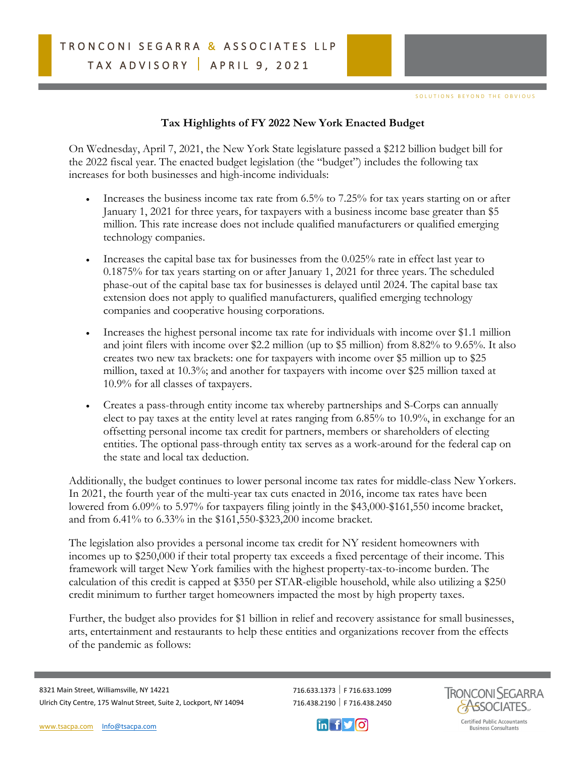TRONCONI SEGARRA & ASSOCIATES LLP

TAX ADVISORY | APRIL 9, 2021

SOLUTIONS BEYOND THE OBVIOUS

## Tax Highlights of FY 2022 New York Enacted Budget

On Wednesday, April 7, 2021, the New York State legislature passed a $212 billion budget bill for the 2022 fiscal year. The enacted budget legislation (the "budget") includes the following tax increases for both businesses and high-income individuals:

- Increases the business income tax rate from 6.5% to 7.25% for tax years starting on or after January 1, 2021 for three years, for taxpayers with a business income base greater than $5 million. This rate increase does not include qualified manufacturers or qualified emerging technology companies.
- Increases the capital base tax for businesses from the 0.025% rate in effect last year to 0.1875% for tax years starting on or after January 1, 2021 for three years. The scheduled phase-out of the capital base tax for businesses is delayed until 2024. The capital base tax extension does not apply to qualified manufacturers, qualified emerging technology companies and cooperative housing corporations.
- Increases the highest personal income tax rate for individuals with income over $1.1 million and joint filers with income over $2.2 million (up to $5 million) from 8.82% to 9.65%. It also creates two new tax brackets: one for taxpayers with income over $5 million up to $25 million, taxed at 10.3%; and another for taxpayers with income over $25 million taxed at 10.9% for all classes of taxpayers.
- Creates a pass-through entity income tax whereby partnerships and S-Corps can annually elect to pay taxes at the entity level at rates ranging from 6.85% to 10.9%, in exchange for an offsetting personal income tax credit for partners, members or shareholders of electing entities. The optional pass-through entity tax serves as a work-around for the federal cap on the state and local tax deduction.

Additionally, the budget continues to lower personal income tax rates for middle-class New Yorkers. In 2021, the fourth year of the multi-year tax cuts enacted in 2016, income tax rates have been lowered from 6.09% to 5.97% for taxpayers filing jointly in the $43,000-$161,550 income bracket, and from 6.41% to 6.33% in the $161,550-$323,200 income bracket.

The legislation also provides a personal income tax credit for NY resident homeowners with incomes up to $250,000 if their total property tax exceeds a fixed percentage of their income. This framework will target New York families with the highest property-tax-to-income burden. The calculation of this credit is capped at $350 per STAR-eligible household, while also utilizing a $250 credit minimum to further target homeowners impacted the most by high property taxes.

Further, the budget also provides for $1 billion in relief and recovery assistance for small businesses, arts, entertainment and restaurants to help these entities and organizations recover from the effects of the pandemic as follows:

8321 Main Street, Williamsville, NY 14221 | 716.633.1373 | F 716.633.1099

Ulrich City Centre, 175 Walnut Street, Suite 2, Lockport, NY 14094 | 716.438.2190 | F 716.438.2450

www.tsacpa.com Info@tsacpa.com

TRONCONI SEGARRA & ASSOCIATES LLP

Certified Public Accountants
Business Consultants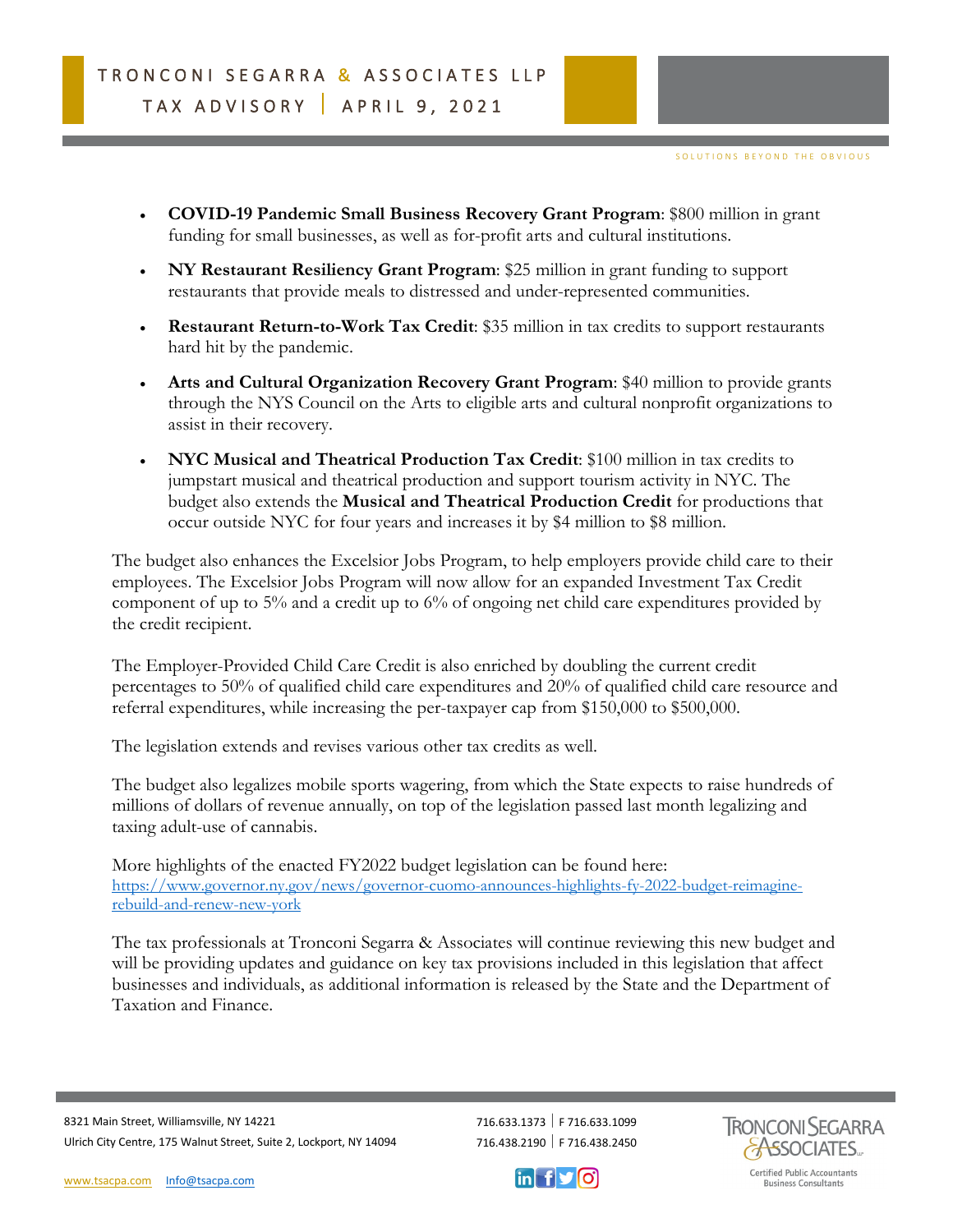- **COVID-19 Pandemic Small Business Recovery Grant Program**: $800 million in grant funding for small businesses, as well as for-profit arts and cultural institutions.
- **NY Restaurant Resiliency Grant Program**: $25 million in grant funding to support restaurants that provide meals to distressed and under-represented communities.
- **Restaurant Return-to-Work Tax Credit**: $35 million in tax credits to support restaurants hard hit by the pandemic.
- **Arts and Cultural Organization Recovery Grant Program**: $40 million to provide grants through the NYS Council on the Arts to eligible arts and cultural nonprofit organizations to assist in their recovery.
- **NYC Musical and Theatrical Production Tax Credit**: $100 million in tax credits to jumpstart musical and theatrical production and support tourism activity in NYC. The budget also extends the **Musical and Theatrical Production Credit** for productions that occur outside NYC for four years and increases it by $4 million to $8 million.

The budget also enhances the Excelsior Jobs Program, to help employers provide child care to their employees. The Excelsior Jobs Program will now allow for an expanded Investment Tax Credit component of up to 5% and a credit up to 6% of ongoing net child care expenditures provided by the credit recipient.

The Employer-Provided Child Care Credit is also enriched by doubling the current credit percentages to 50% of qualified child care expenditures and 20% of qualified child care resource and referral expenditures, while increasing the per-taxpayer cap from $150,000 to $500,000.

The legislation extends and revises various other tax credits as well.

The budget also legalizes mobile sports wagering, from which the State expects to raise hundreds of millions of dollars of revenue annually, on top of the legislation passed last month legalizing and taxing adult-use of cannabis.

More highlights of the enacted FY2022 budget legislation can be found here: [https://www.governor.ny.gov/news/governor-cuomo-announces-highlights-fy-2022-budget-reimagine-rebuild-and-renew-new-york](https://www.governor.ny.gov/news/governor-cuomo-announces-highlights-fy-2022-budget-reimagine-rebuild-and-renew-new-york)

The tax professionals at Tronconi Segarra & Associates will continue reviewing this new budget and will be providing updates and guidance on key tax provisions included in this legislation that affect businesses and individuals, as additional information is released by the State and the Department of Taxation and Finance.